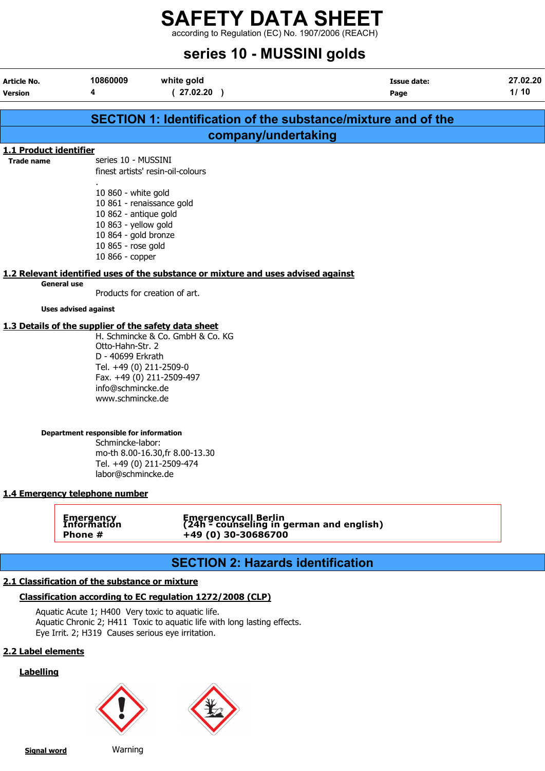# SAFETY DATA SHEET

according to Regulation (EC) No. 1907/2006 (REACH)

# series 10 - MUSSINI golds

| | | | | |
|---|---|---|---|---|
| **Article No.** | 10860009 | white gold | **Issue date:** | 27.02.20 |
| **Version** | 4 | ( 27.02.20 ) | **Page** | 1/ 10 |

## SECTION 1: Identification of the substance/mixture and of the company/undertaking

### 1.1 Product identifier

**Trade name**

series 10 - MUSSINI
finest artists' resin-oil-colours
.
10 860 - white gold
10 861 - renaissance gold
10 862 - antique gold
10 863 - yellow gold
10 864 - gold bronze
10 865 - rose gold
10 866 - copper

### 1.2 Relevant identified uses of the substance or mixture and uses advised against

**General use**

Products for creation of art.

**Uses advised against**

### 1.3 Details of the supplier of the safety data sheet

H. Schmincke & Co. GmbH & Co. KG
Otto-Hahn-Str. 2
D - 40699 Erkrath
Tel. +49 (0) 211-2509-0
Fax. +49 (0) 211-2509-497
info@schmincke.de
www.schmincke.de

**Department responsible for information**

Schmincke-labor:
mo-th 8.00-16.30,fr 8.00-13.30
Tel. +49 (0) 211-2509-474
labor@schmincke.de

### 1.4 Emergency telephone number

| | |
|---|---|
| **Emergency Information Phone #** | **Emergencycall Berlin (24h - counseling in german and english) +49 (0) 30-30686700** |

## SECTION 2: Hazards identification

### 2.1 Classification of the substance or mixture

**Classification according to EC regulation 1272/2008 (CLP)**

Aquatic Acute 1; H400 Very toxic to aquatic life.
Aquatic Chronic 2; H411 Toxic to aquatic life with long lasting effects.
Eye Irrit. 2; H319 Causes serious eye irritation.

### 2.2 Label elements

**Labelling**

**Signal word** Warning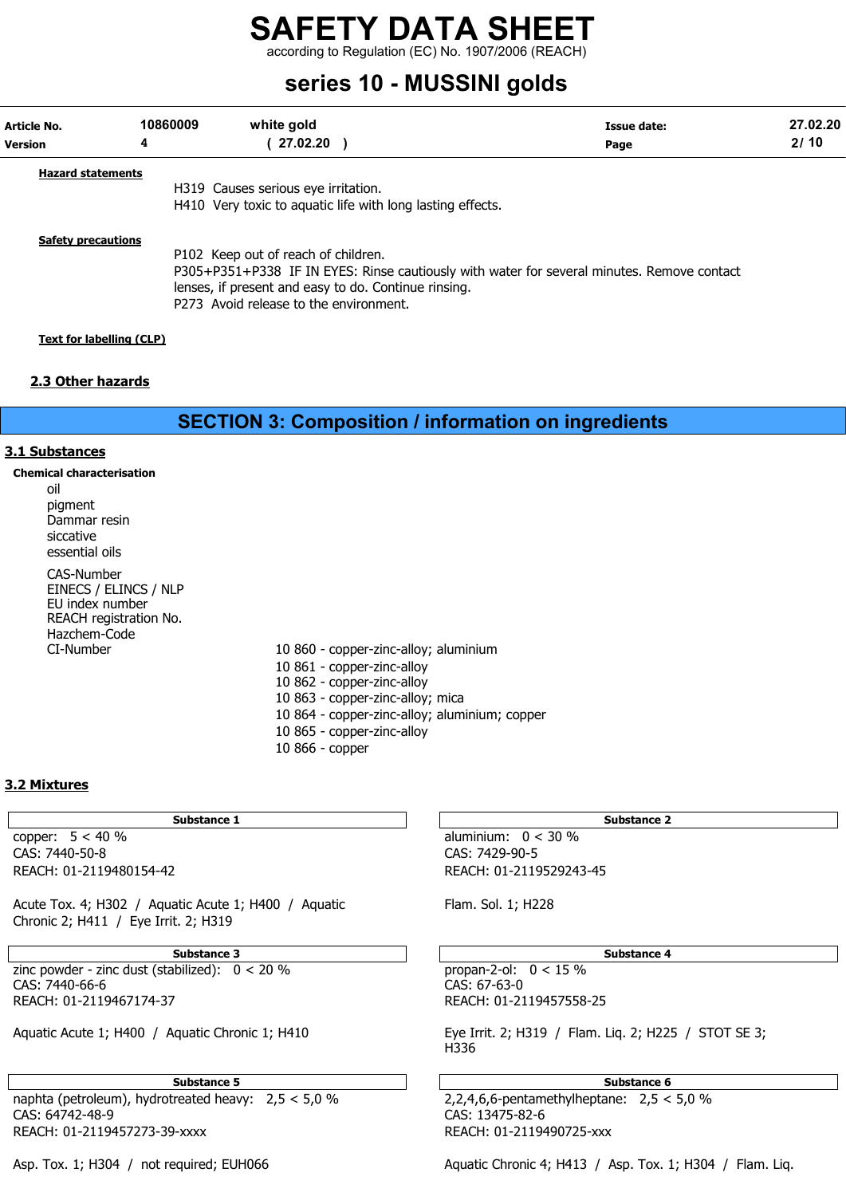**Hazard statements**

H319 Causes serious eye irritation.
H410 Very toxic to aquatic life with long lasting effects.

**Safety precautions**

P102 Keep out of reach of children.
P305+P351+P338 IF IN EYES: Rinse cautiously with water for several minutes. Remove contact lenses, if present and easy to do. Continue rinsing.
P273 Avoid release to the environment.

**Text for labelling (CLP)**

## 2.3 Other hazards

# SECTION 3: Composition / information on ingredients

## 3.1 Substances

**Chemical characterisation**

oil
pigment
Dammar resin
siccative
essential oils

CAS-Number
EINECS / ELINCS / NLP
EU index number
REACH registration No.
Hazchem-Code
CI-Number

10 860 - copper-zinc-alloy; aluminium
10 861 - copper-zinc-alloy
10 862 - copper-zinc-alloy
10 863 - copper-zinc-alloy; mica
10 864 - copper-zinc-alloy; aluminium; copper
10 865 - copper-zinc-alloy
10 866 - copper

## 3.2 Mixtures

| Substance 1 | Substance 2 |
|---|---|
| copper: 5 < 40 %<br>CAS: 7440-50-8<br>REACH: 01-2119480154-42<br><br>Acute Tox. 4; H302 / Aquatic Acute 1; H400 / Aquatic Chronic 2; H411 / Eye Irrit. 2; H319 | aluminium: 0 < 30 %<br>CAS: 7429-90-5<br>REACH: 01-2119529243-45<br><br>Flam. Sol. 1; H228 |

| Substance 3 | Substance 4 |
|---|---|
| zinc powder - zinc dust (stabilized): 0 < 20 %<br>CAS: 7440-66-6<br>REACH: 01-2119467174-37<br><br>Aquatic Acute 1; H400 / Aquatic Chronic 1; H410 | propan-2-ol: 0 < 15 %<br>CAS: 67-63-0<br>REACH: 01-2119457558-25<br><br>Eye Irrit. 2; H319 / Flam. Liq. 2; H225 / STOT SE 3; H336 |

| Substance 5 | Substance 6 |
|---|---|
| naphta (petroleum), hydrotreated heavy: 2,5 < 5,0 %<br>CAS: 64742-48-9<br>REACH: 01-2119457273-39-xxxx<br><br>Asp. Tox. 1; H304 / not required; EUH066 | 2,2,4,6,6-pentamethylheptane: 2,5 < 5,0 %<br>CAS: 13475-82-6<br>REACH: 01-2119490725-xxx<br><br>Aquatic Chronic 4; H413 / Asp. Tox. 1; H304 / Flam. Liq. |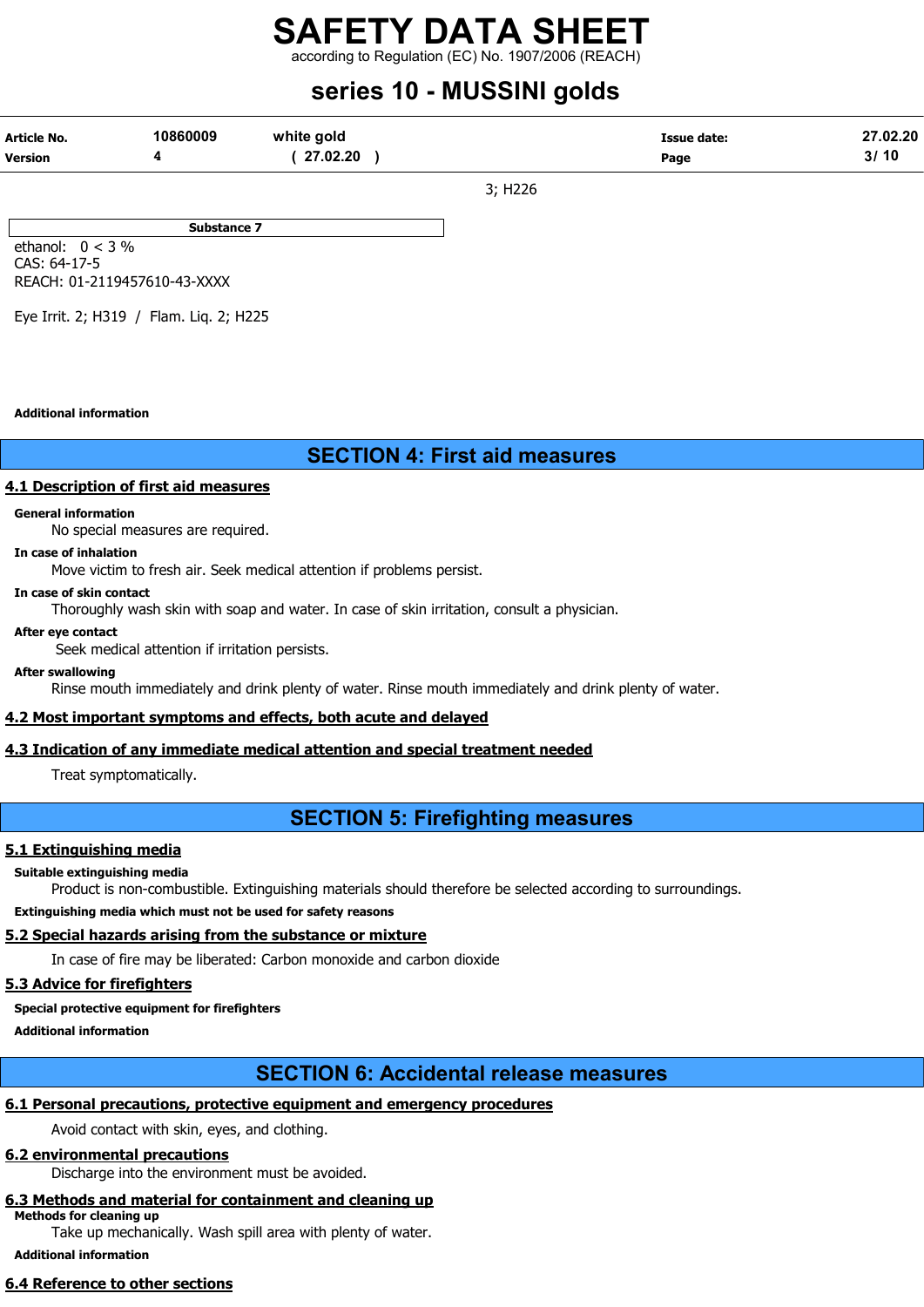3; H226

**Substance 7**

ethanol: 0 < 3 %
CAS: 64-17-5
REACH: 01-2119457610-43-XXXX

Eye Irrit. 2; H319 / Flam. Liq. 2; H225

**Additional information**

# SECTION 4: First aid measures

## 4.1 Description of first aid measures

**General information**

No special measures are required.

**In case of inhalation**

Move victim to fresh air. Seek medical attention if problems persist.

**In case of skin contact**

Thoroughly wash skin with soap and water. In case of skin irritation, consult a physician.

**After eye contact**

Seek medical attention if irritation persists.

**After swallowing**

Rinse mouth immediately and drink plenty of water. Rinse mouth immediately and drink plenty of water.

## 4.2 Most important symptoms and effects, both acute and delayed

## 4.3 Indication of any immediate medical attention and special treatment needed

Treat symptomatically.

# SECTION 5: Firefighting measures

## 5.1 Extinguishing media

**Suitable extinguishing media**

Product is non-combustible. Extinguishing materials should therefore be selected according to surroundings.

**Extinguishing media which must not be used for safety reasons**

## 5.2 Special hazards arising from the substance or mixture

In case of fire may be liberated: Carbon monoxide and carbon dioxide

## 5.3 Advice for firefighters

**Special protective equipment for firefighters**

**Additional information**

# SECTION 6: Accidental release measures

## 6.1 Personal precautions, protective equipment and emergency procedures

Avoid contact with skin, eyes, and clothing.

## 6.2 environmental precautions

Discharge into the environment must be avoided.

## 6.3 Methods and material for containment and cleaning up

**Methods for cleaning up**

Take up mechanically. Wash spill area with plenty of water.

**Additional information**

## 6.4 Reference to other sections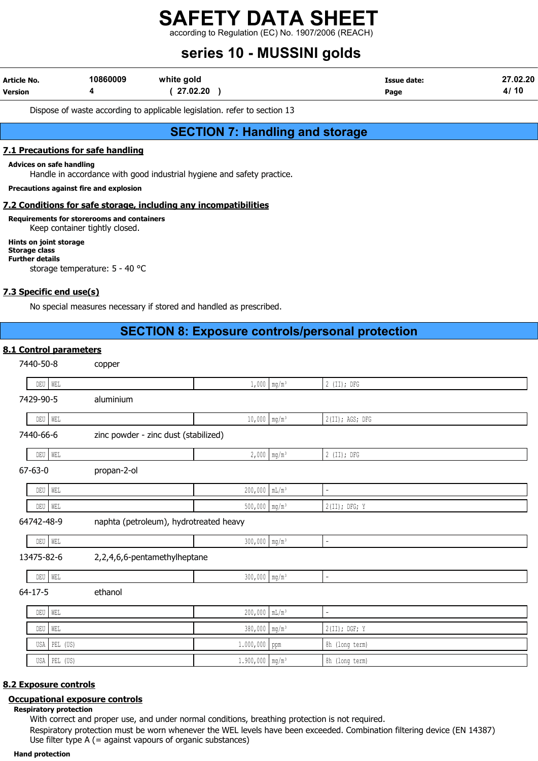Dispose of waste according to applicable legislation. refer to section 13

## SECTION 7: Handling and storage

### 7.1 Precautions for safe handling

**Advices on safe handling**

Handle in accordance with good industrial hygiene and safety practice.

**Precautions against fire and explosion**

### 7.2 Conditions for safe storage, including any incompatibilities

**Requirements for storerooms and containers**

Keep container tightly closed.

**Hints on joint storage**

**Storage class**

**Further details**

storage temperature: 5 - 40 °C

### 7.3 Specific end use(s)

No special measures necessary if stored and handled as prescribed.

## SECTION 8: Exposure controls/personal protection

### 8.1 Control parameters

7440-50-8 copper

| | | | | |
|---|---|---|---|---|
| DEU | WEL | 1,000 | mg/m³ | 2 (II); DFG |

7429-90-5 aluminium

| | | | | |
|---|---|---|---|---|
| DEU | WEL | 10,000 | mg/m³ | 2(II); AGS; DFG |

7440-66-6 zinc powder - zinc dust (stabilized)

| | | | | |
|---|---|---|---|---|
| DEU | WEL | 2,000 | mg/m³ | 2 (II); DFG |

67-63-0 propan-2-ol

| | | | | |
|---|---|---|---|---|
| DEU | WEL | 200,000 | mL/m³ | - |
| DEU | WEL | 500,000 | mg/m³ | 2(II); DFG; Y |

64742-48-9 naphta (petroleum), hydrotreated heavy

| | | | | |
|---|---|---|---|---|
| DEU | WEL | 300,000 | mg/m³ | - |

13475-82-6 2,2,4,6,6-pentamethylheptane

| | | | | |
|---|---|---|---|---|
| DEU | WEL | 300,000 | mg/m³ | - |

64-17-5 ethanol

| | | | | |
|---|---|---|---|---|
| DEU | WEL | 200,000 | mL/m³ | - |
| DEU | WEL | 380,000 | mg/m³ | 2(II); DGF; Y |
| USA | PEL (US) | 1.000,000 | ppm | 8h (long term) |
| USA | PEL (US) | 1.900,000 | mg/m³ | 8h (long term) |

### 8.2 Exposure controls

#### Occupational exposure controls

**Respiratory protection**

With correct and proper use, and under normal conditions, breathing protection is not required.
Respiratory protection must be worn whenever the WEL levels have been exceeded. Combination filtering device (EN 14387)
Use filter type A (= against vapours of organic substances)

**Hand protection**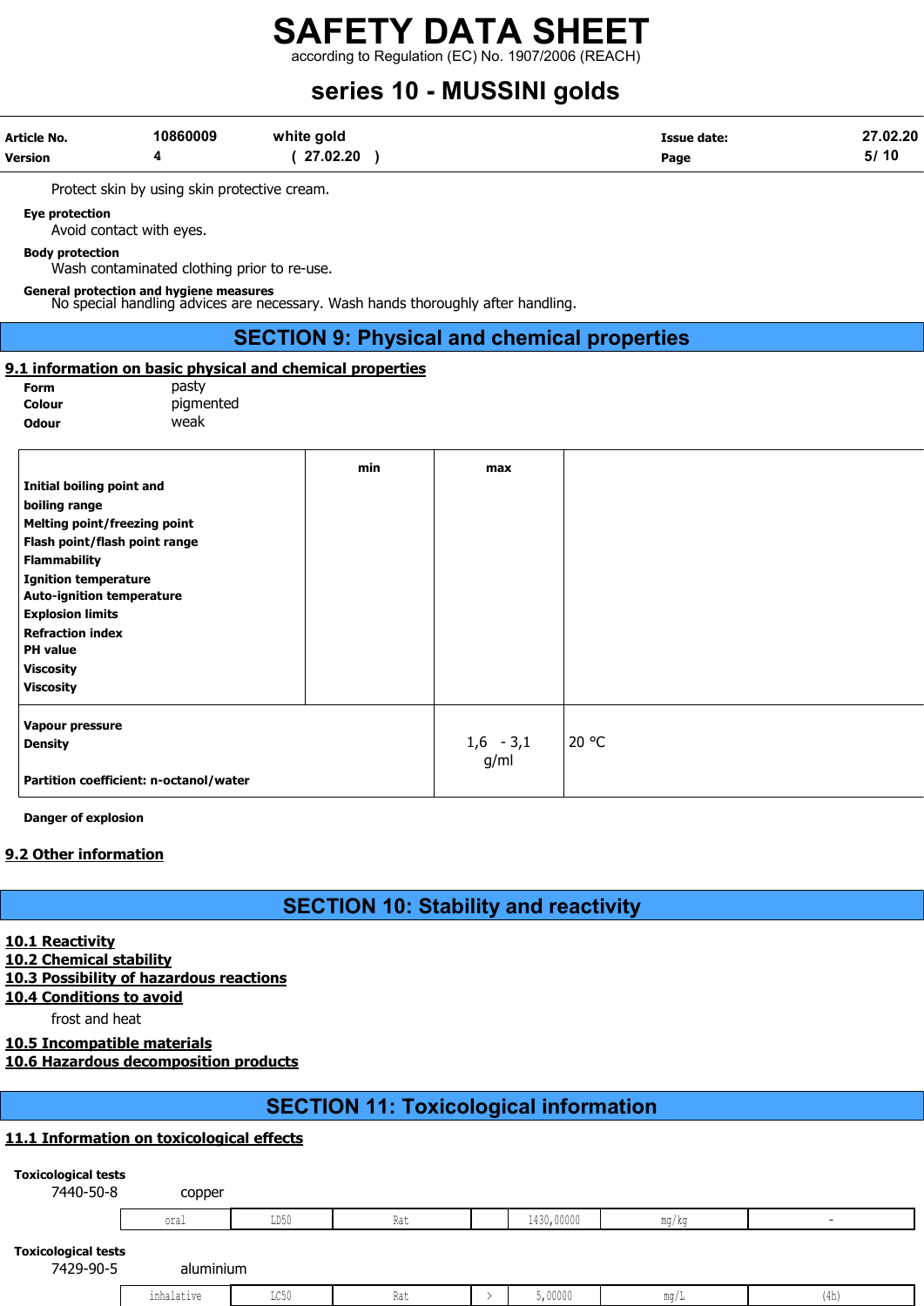Protect skin by using skin protective cream.

**Eye protection**

Avoid contact with eyes.

**Body protection**

Wash contaminated clothing prior to re-use.

**General protection and hygiene measures**

No special handling advices are necessary. Wash hands thoroughly after handling.

## SECTION 9: Physical and chemical properties

### 9.1 information on basic physical and chemical properties

**Form** pasty
**Colour** pigmented
**Odour** weak

| | min | max | |
|---|---|---|---|
| **Initial boiling point and boiling range** | | | |
| **Melting point/freezing point** | | | |
| **Flash point/flash point range** | | | |
| **Flammability** | | | |
| **Ignition temperature** | | | |
| **Auto-ignition temperature** | | | |
| **Explosion limits** | | | |
| **Refraction index** | | | |
| **PH value** | | | |
| **Viscosity** | | | |
| **Viscosity** | | | |
| **Vapour pressure** | | | |
| **Density** | | 1,6 - 3,1 g/ml | 20 °C |
| **Partition coefficient: n-octanol/water** | | | |

**Danger of explosion**

### 9.2 Other information

## SECTION 10: Stability and reactivity

### 10.1 Reactivity

### 10.2 Chemical stability

### 10.3 Possibility of hazardous reactions

### 10.4 Conditions to avoid

frost and heat

### 10.5 Incompatible materials

### 10.6 Hazardous decomposition products

## SECTION 11: Toxicological information

### 11.1 Information on toxicological effects

**Toxicological tests**

7440-50-8 copper

| | | | | | | |
|---|---|---|---|---|---|---|
| oral | LD50 | Rat | | 1430,00000 | mg/kg | - |

**Toxicological tests**

7429-90-5 aluminium

| | | | | | | |
|---|---|---|---|---|---|---|
| inhalative | LC50 | Rat | > | 5,00000 | mg/L | (4h) |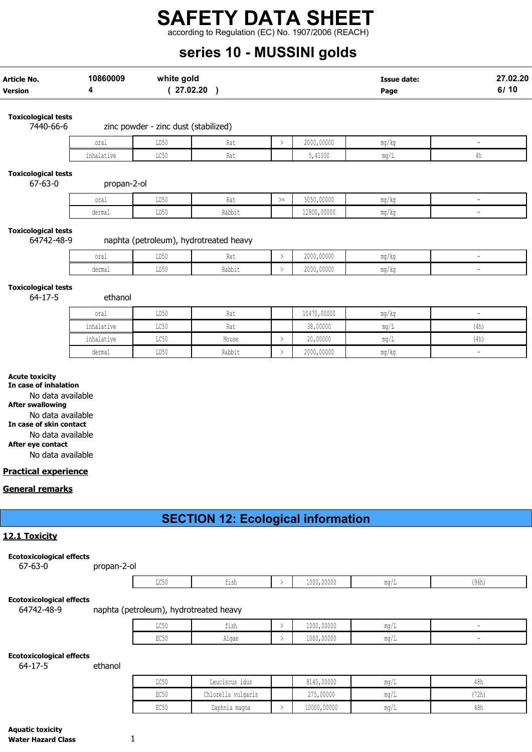**Toxicological tests**
7440-66-6 zinc powder - zinc dust (stabilized)

| | | | | | | |
|---|---|---|---|---|---|---|
| oral | LD50 | Rat | > | 2000,00000 | mg/kg | - |
| inhalative | LC50 | Rat | | 5,41000 | mg/L | 4h |

**Toxicological tests**
67-63-0 propan-2-ol

| | | | | | | |
|---|---|---|---|---|---|---|
| oral | LD50 | Rat | >= | 5050,00000 | mg/kg | - |
| dermal | LD50 | Rabbit | | 12800,00000 | mg/kg | - |

**Toxicological tests**
64742-48-9 naphta (petroleum), hydrotreated heavy

| | | | | | | |
|---|---|---|---|---|---|---|
| oral | LD50 | Rat | > | 2000,00000 | mg/kg | - |
| dermal | LD50 | Rabbit | > | 2000,00000 | mg/kg | - |

**Toxicological tests**
64-17-5 ethanol

| | | | | | | |
|---|---|---|---|---|---|---|
| oral | LD50 | Rat | | 10470,00000 | mg/kg | - |
| inhalative | LC50 | Rat | | 38,00000 | mg/L | (4h) |
| inhalative | LC50 | Mouse | > | 20,00000 | mg/L | (4h) |
| dermal | LD50 | Rabbit | > | 2000,00000 | mg/kg | - |

**Acute toxicity**
**In case of inhalation**
No data available
**After swallowing**
No data available
**In case of skin contact**
No data available
**After eye contact**
No data available

**Practical experience**

**General remarks**

## SECTION 12: Ecological information

### 12.1 Toxicity

**Ecotoxicological effects**
67-63-0 propan-2-ol

| | | | | | |
|---|---|---|---|---|---|
| LC50 | fish | > | 1000,00000 | mg/L | (96h) |

**Ecotoxicological effects**
64742-48-9 naphta (petroleum), hydrotreated heavy

| | | | | | |
|---|---|---|---|---|---|
| LC50 | fish | > | 1000,00000 | mg/L | - |
| EC50 | Algae | > | 1000,00000 | mg/L | - |

**Ecotoxicological effects**
64-17-5 ethanol

| | | | | | |
|---|---|---|---|---|---|
| LC50 | Leuciscus idus | | 8140,00000 | mg/L | 48h |
| EC50 | Chlorella vulgaris | | 275,00000 | mg/L | (72h) |
| EC50 | Daphnia magna | > | 10000,00000 | mg/L | 48h |

**Aquatic toxicity**
**Water Hazard Class** 1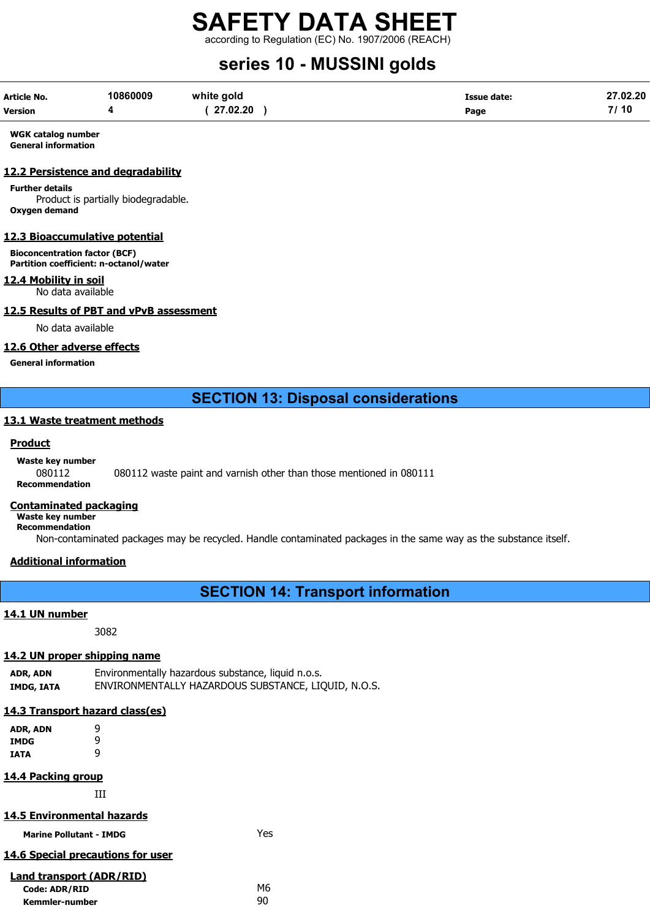**WGK catalog number**
**General information**

### 12.2 Persistence and degradability

**Further details**

Product is partially biodegradable.

**Oxygen demand**

### 12.3 Bioaccumulative potential

**Bioconcentration factor (BCF)**
**Partition coefficient: n-octanol/water**

### 12.4 Mobility in soil

No data available

### 12.5 Results of PBT and vPvB assessment

No data available

### 12.6 Other adverse effects

**General information**

## SECTION 13: Disposal considerations

### 13.1 Waste treatment methods

#### Product

**Waste key number**

080112 080112 waste paint and varnish other than those mentioned in 080111

**Recommendation**

#### Contaminated packaging

**Waste key number**
**Recommendation**

Non-contaminated packages may be recycled. Handle contaminated packages in the same way as the substance itself.

#### Additional information

## SECTION 14: Transport information

### 14.1 UN number

3082

### 14.2 UN proper shipping name

| | |
|---|---|
| **ADR, ADN** | Environmentally hazardous substance, liquid n.o.s. |
| **IMDG, IATA** | ENVIRONMENTALLY HAZARDOUS SUBSTANCE, LIQUID, N.O.S. |

### 14.3 Transport hazard class(es)

| | |
|---|---|
| **ADR, ADN** | 9 |
| **IMDG** | 9 |
| **IATA** | 9 |

### 14.4 Packing group

III

### 14.5 Environmental hazards

| | |
|---|---|
| **Marine Pollutant - IMDG** | Yes |

### 14.6 Special precautions for user

#### Land transport (ADR/RID)

| | |
|---|---|
| **Code: ADR/RID** | M6 |
| **Kemmler-number** | 90 |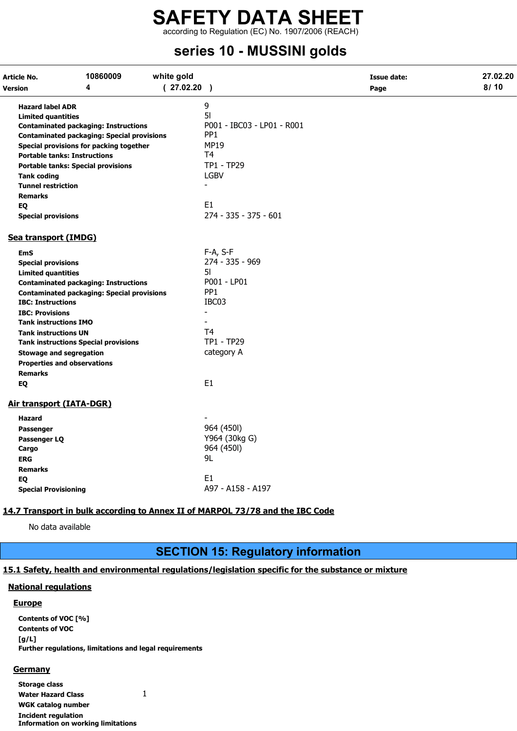| | |
|---|---|
| **Hazard label ADR** | 9 |
| **Limited quantities** | 5l |
| **Contaminated packaging: Instructions** | P001 - IBC03 - LP01 - R001 |
| **Contaminated packaging: Special provisions** | PP1 |
| **Special provisions for packing together** | MP19 |
| **Portable tanks: Instructions** | T4 |
| **Portable tanks: Special provisions** | TP1 - TP29 |
| **Tank coding** | LGBV |
| **Tunnel restriction** | - |
| **Remarks** | |
| **EQ** | E1 |
| **Special provisions** | 274 - 335 - 375 - 601 |

## Sea transport (IMDG)

| | |
|---|---|
| **EmS** | F-A, S-F |
| **Special provisions** | 274 - 335 - 969 |
| **Limited quantities** | 5l |
| **Contaminated packaging: Instructions** | P001 - LP01 |
| **Contaminated packaging: Special provisions** | PP1 |
| **IBC: Instructions** | IBC03 |
| **IBC: Provisions** | - |
| **Tank instructions IMO** | - |
| **Tank instructions UN** | T4 |
| **Tank instructions Special provisions** | TP1 - TP29 |
| **Stowage and segregation** | category A |
| **Properties and observations** | |
| **Remarks** | |
| **EQ** | E1 |

## Air transport (IATA-DGR)

| | |
|---|---|
| **Hazard** | - |
| **Passenger** | 964 (450l) |
| **Passenger LQ** | Y964 (30kg G) |
| **Cargo** | 964 (450l) |
| **ERG** | 9L |
| **Remarks** | |
| **EQ** | E1 |
| **Special Provisioning** | A97 - A158 - A197 |

## 14.7 Transport in bulk according to Annex II of MARPOL 73/78 and the IBC Code

No data available

# SECTION 15: Regulatory information

## 15.1 Safety, health and environmental regulations/legislation specific for the substance or mixture

### National regulations

#### Europe

**Contents of VOC [%]**
**Contents of VOC [g/L]**
**Further regulations, limitations and legal requirements**

#### Germany

| | |
|---|---|
| **Storage class** | |
| **Water Hazard Class** | 1 |
| **WGK catalog number** | |
| **Incident regulation** | |
| **Information on working limitations** | |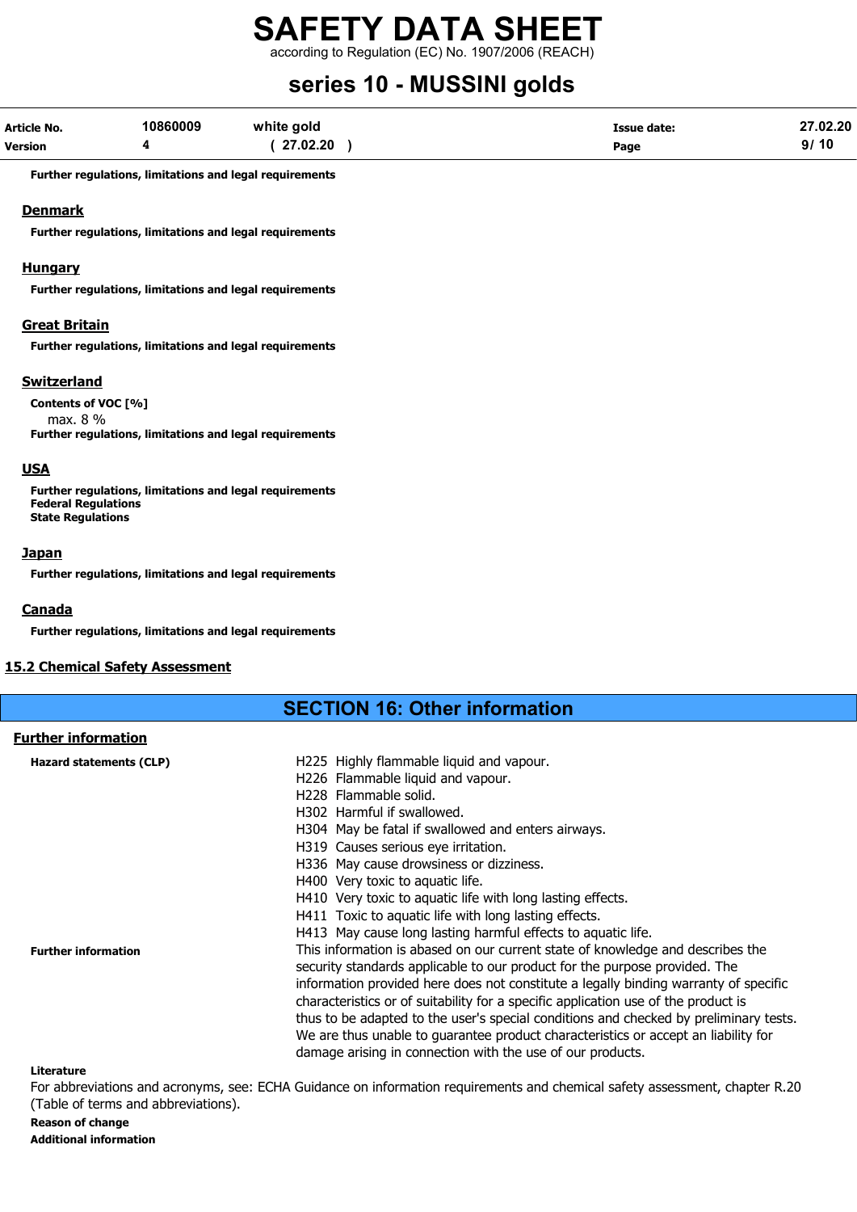**Further regulations, limitations and legal requirements**

### Denmark

**Further regulations, limitations and legal requirements**

### Hungary

**Further regulations, limitations and legal requirements**

### Great Britain

**Further regulations, limitations and legal requirements**

### Switzerland

**Contents of VOC [%]**

max. 8 %

**Further regulations, limitations and legal requirements**

### USA

**Further regulations, limitations and legal requirements**

**Federal Regulations**

**State Regulations**

### Japan

**Further regulations, limitations and legal requirements**

### Canada

**Further regulations, limitations and legal requirements**

## 15.2 Chemical Safety Assessment

# SECTION 16: Other information

## Further information

**Hazard statements (CLP)**

H225 Highly flammable liquid and vapour.
H226 Flammable liquid and vapour.
H228 Flammable solid.
H302 Harmful if swallowed.
H304 May be fatal if swallowed and enters airways.
H319 Causes serious eye irritation.
H336 May cause drowsiness or dizziness.
H400 Very toxic to aquatic life.
H410 Very toxic to aquatic life with long lasting effects.
H411 Toxic to aquatic life with long lasting effects.
H413 May cause long lasting harmful effects to aquatic life.

**Further information**

This information is abased on our current state of knowledge and describes the security standards applicable to our product for the purpose provided. The information provided here does not constitute a legally binding warranty of specific characteristics or of suitability for a specific application use of the product is thus to be adapted to the user's special conditions and checked by preliminary tests. We are thus unable to guarantee product characteristics or accept an liability for damage arising in connection with the use of our products.

**Literature**

For abbreviations and acronyms, see: ECHA Guidance on information requirements and chemical safety assessment, chapter R.20 (Table of terms and abbreviations).

**Reason of change**

**Additional information**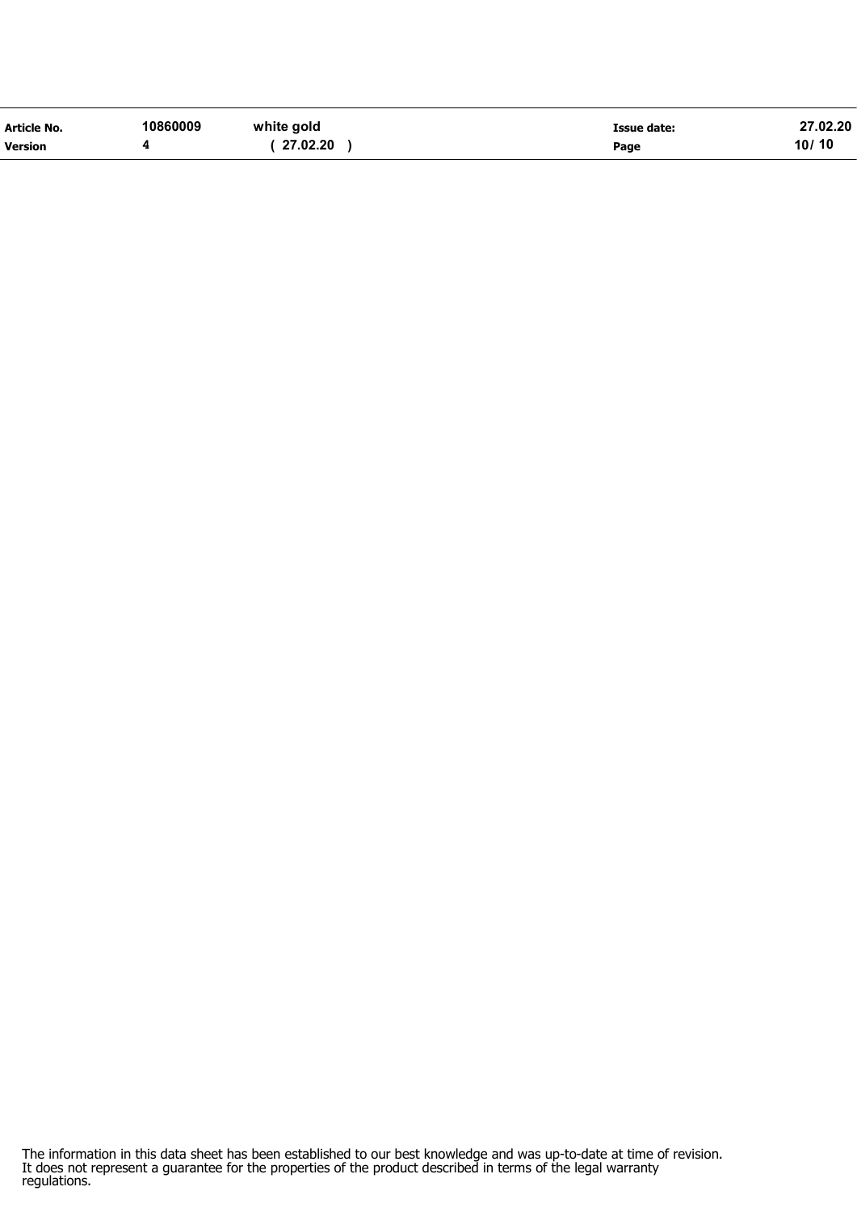The information in this data sheet has been established to our best knowledge and was up-to-date at time of revision. It does not represent a guarantee for the properties of the product described in terms of the legal warranty regulations.